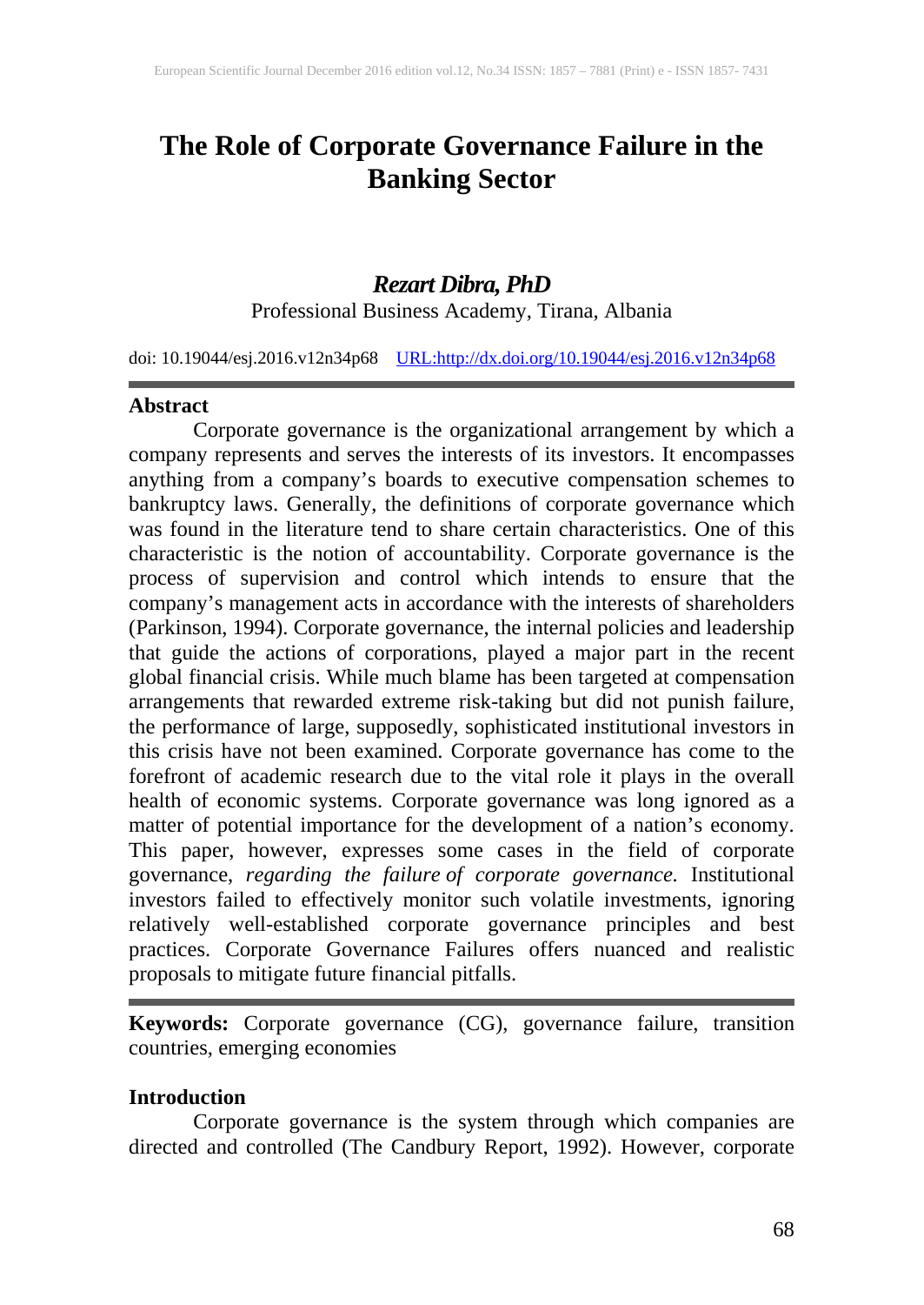# The Role of Corporate Governance Failure in the Banking Sector

***Rezart Dibra, PhD***

Professional Business Academy, Tirana, Albania

doi: 10.19044/esj.2016.v12n34p68 [URL:http://dx.doi.org/10.19044/esj.2016.v12n34p68](http://dx.doi.org/10.19044/esj.2016.v12n34p68)

---

## Abstract

Corporate governance is the organizational arrangement by which a company represents and serves the interests of its investors. It encompasses anything from a company's boards to executive compensation schemes to bankruptcy laws. Generally, the definitions of corporate governance which was found in the literature tend to share certain characteristics. One of this characteristic is the notion of accountability. Corporate governance is the process of supervision and control which intends to ensure that the company's management acts in accordance with the interests of shareholders (Parkinson, 1994). Corporate governance, the internal policies and leadership that guide the actions of corporations, played a major part in the recent global financial crisis. While much blame has been targeted at compensation arrangements that rewarded extreme risk-taking but did not punish failure, the performance of large, supposedly, sophisticated institutional investors in this crisis have not been examined. Corporate governance has come to the forefront of academic research due to the vital role it plays in the overall health of economic systems. Corporate governance was long ignored as a matter of potential importance for the development of a nation's economy. This paper, however, expresses some cases in the field of corporate governance, *regarding the failure of corporate governance.* Institutional investors failed to effectively monitor such volatile investments, ignoring relatively well-established corporate governance principles and best practices. Corporate Governance Failures offers nuanced and realistic proposals to mitigate future financial pitfalls.

---

**Keywords:** Corporate governance (CG), governance failure, transition countries, emerging economies

## Introduction

Corporate governance is the system through which companies are directed and controlled (The Candbury Report, 1992). However, corporate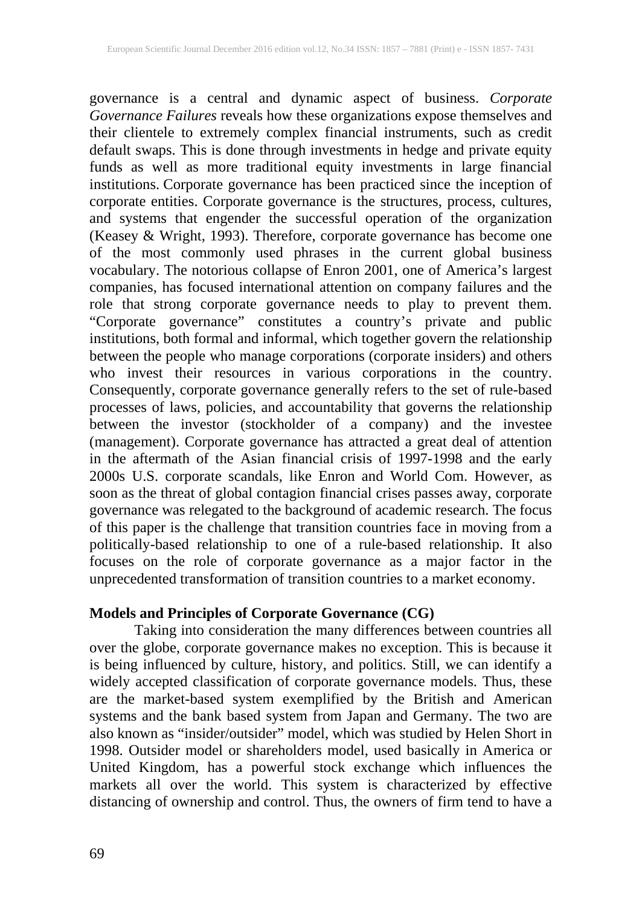governance is a central and dynamic aspect of business. *Corporate Governance Failures* reveals how these organizations expose themselves and their clientele to extremely complex financial instruments, such as credit default swaps. This is done through investments in hedge and private equity funds as well as more traditional equity investments in large financial institutions. Corporate governance has been practiced since the inception of corporate entities. Corporate governance is the structures, process, cultures, and systems that engender the successful operation of the organization (Keasey & Wright, 1993). Therefore, corporate governance has become one of the most commonly used phrases in the current global business vocabulary. The notorious collapse of Enron 2001, one of America's largest companies, has focused international attention on company failures and the role that strong corporate governance needs to play to prevent them. "Corporate governance" constitutes a country's private and public institutions, both formal and informal, which together govern the relationship between the people who manage corporations (corporate insiders) and others who invest their resources in various corporations in the country. Consequently, corporate governance generally refers to the set of rule-based processes of laws, policies, and accountability that governs the relationship between the investor (stockholder of a company) and the investee (management). Corporate governance has attracted a great deal of attention in the aftermath of the Asian financial crisis of 1997-1998 and the early 2000s U.S. corporate scandals, like Enron and World Com. However, as soon as the threat of global contagion financial crises passes away, corporate governance was relegated to the background of academic research. The focus of this paper is the challenge that transition countries face in moving from a politically-based relationship to one of a rule-based relationship. It also focuses on the role of corporate governance as a major factor in the unprecedented transformation of transition countries to a market economy.

## Models and Principles of Corporate Governance (CG)

Taking into consideration the many differences between countries all over the globe, corporate governance makes no exception. This is because it is being influenced by culture, history, and politics. Still, we can identify a widely accepted classification of corporate governance models. Thus, these are the market-based system exemplified by the British and American systems and the bank based system from Japan and Germany. The two are also known as "insider/outsider" model, which was studied by Helen Short in 1998. Outsider model or shareholders model, used basically in America or United Kingdom, has a powerful stock exchange which influences the markets all over the world. This system is characterized by effective distancing of ownership and control. Thus, the owners of firm tend to have a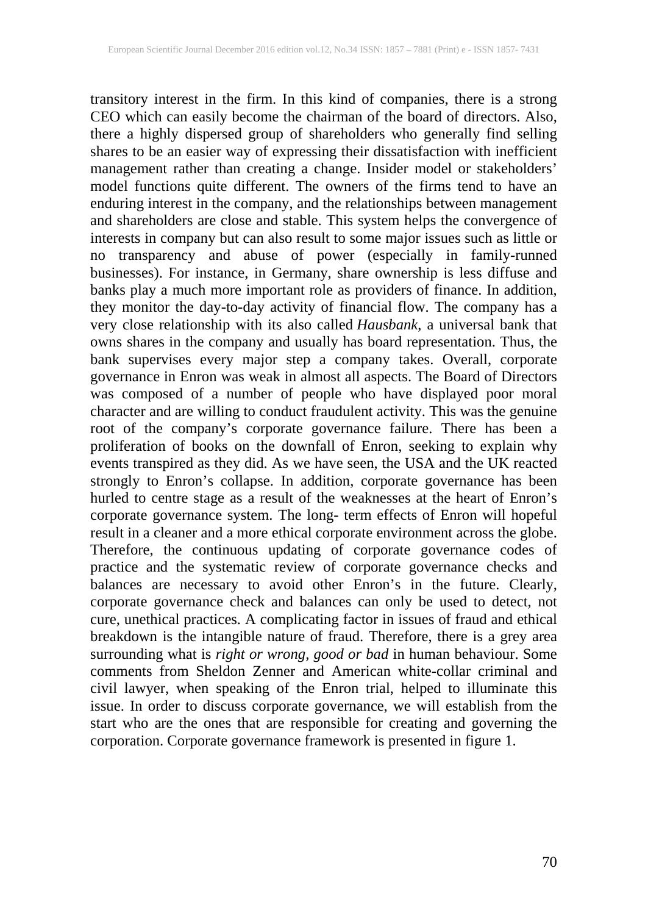transitory interest in the firm. In this kind of companies, there is a strong CEO which can easily become the chairman of the board of directors. Also, there a highly dispersed group of shareholders who generally find selling shares to be an easier way of expressing their dissatisfaction with inefficient management rather than creating a change. Insider model or stakeholders' model functions quite different. The owners of the firms tend to have an enduring interest in the company, and the relationships between management and shareholders are close and stable. This system helps the convergence of interests in company but can also result to some major issues such as little or no transparency and abuse of power (especially in family-runned businesses). For instance, in Germany, share ownership is less diffuse and banks play a much more important role as providers of finance. In addition, they monitor the day-to-day activity of financial flow. The company has a very close relationship with its also called *Hausbank*, a universal bank that owns shares in the company and usually has board representation. Thus, the bank supervises every major step a company takes. Overall, corporate governance in Enron was weak in almost all aspects. The Board of Directors was composed of a number of people who have displayed poor moral character and are willing to conduct fraudulent activity. This was the genuine root of the company's corporate governance failure. There has been a proliferation of books on the downfall of Enron, seeking to explain why events transpired as they did. As we have seen, the USA and the UK reacted strongly to Enron's collapse. In addition, corporate governance has been hurled to centre stage as a result of the weaknesses at the heart of Enron's corporate governance system. The long- term effects of Enron will hopeful result in a cleaner and a more ethical corporate environment across the globe. Therefore, the continuous updating of corporate governance codes of practice and the systematic review of corporate governance checks and balances are necessary to avoid other Enron's in the future. Clearly, corporate governance check and balances can only be used to detect, not cure, unethical practices. A complicating factor in issues of fraud and ethical breakdown is the intangible nature of fraud. Therefore, there is a grey area surrounding what is *right or wrong, good or bad* in human behaviour. Some comments from Sheldon Zenner and American white-collar criminal and civil lawyer, when speaking of the Enron trial, helped to illuminate this issue. In order to discuss corporate governance, we will establish from the start who are the ones that are responsible for creating and governing the corporation. Corporate governance framework is presented in figure 1.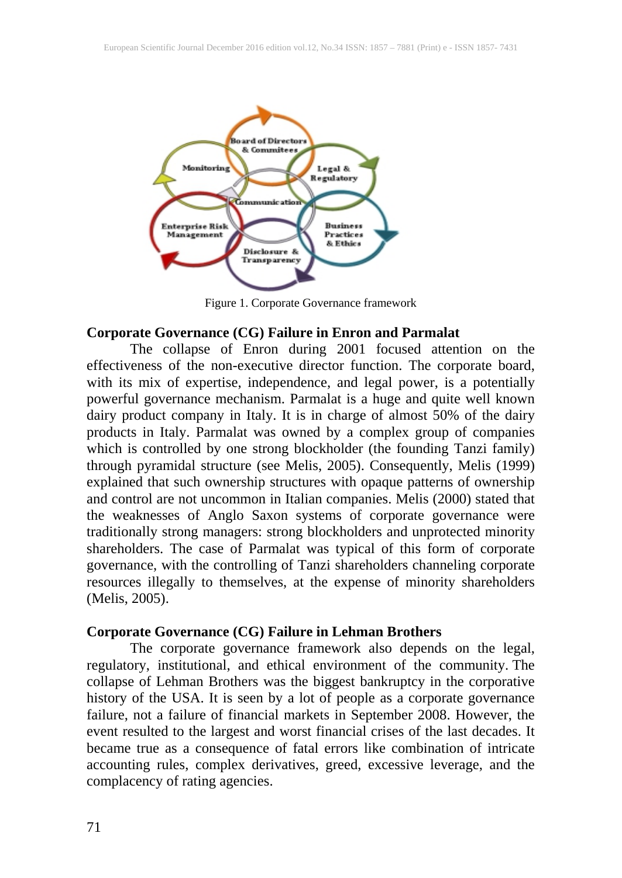Figure 1. Corporate Governance framework

### Corporate Governance (CG) Failure in Enron and Parmalat

The collapse of Enron during 2001 focused attention on the effectiveness of the non-executive director function. The corporate board, with its mix of expertise, independence, and legal power, is a potentially powerful governance mechanism. Parmalat is a huge and quite well known dairy product company in Italy. It is in charge of almost 50% of the dairy products in Italy. Parmalat was owned by a complex group of companies which is controlled by one strong blockholder (the founding Tanzi family) through pyramidal structure (see Melis, 2005). Consequently, Melis (1999) explained that such ownership structures with opaque patterns of ownership and control are not uncommon in Italian companies. Melis (2000) stated that the weaknesses of Anglo Saxon systems of corporate governance were traditionally strong managers: strong blockholders and unprotected minority shareholders. The case of Parmalat was typical of this form of corporate governance, with the controlling of Tanzi shareholders channeling corporate resources illegally to themselves, at the expense of minority shareholders (Melis, 2005).

### Corporate Governance (CG) Failure in Lehman Brothers

The corporate governance framework also depends on the legal, regulatory, institutional, and ethical environment of the community. The collapse of Lehman Brothers was the biggest bankruptcy in the corporative history of the USA. It is seen by a lot of people as a corporate governance failure, not a failure of financial markets in September 2008. However, the event resulted to the largest and worst financial crises of the last decades. It became true as a consequence of fatal errors like combination of intricate accounting rules, complex derivatives, greed, excessive leverage, and the complacency of rating agencies.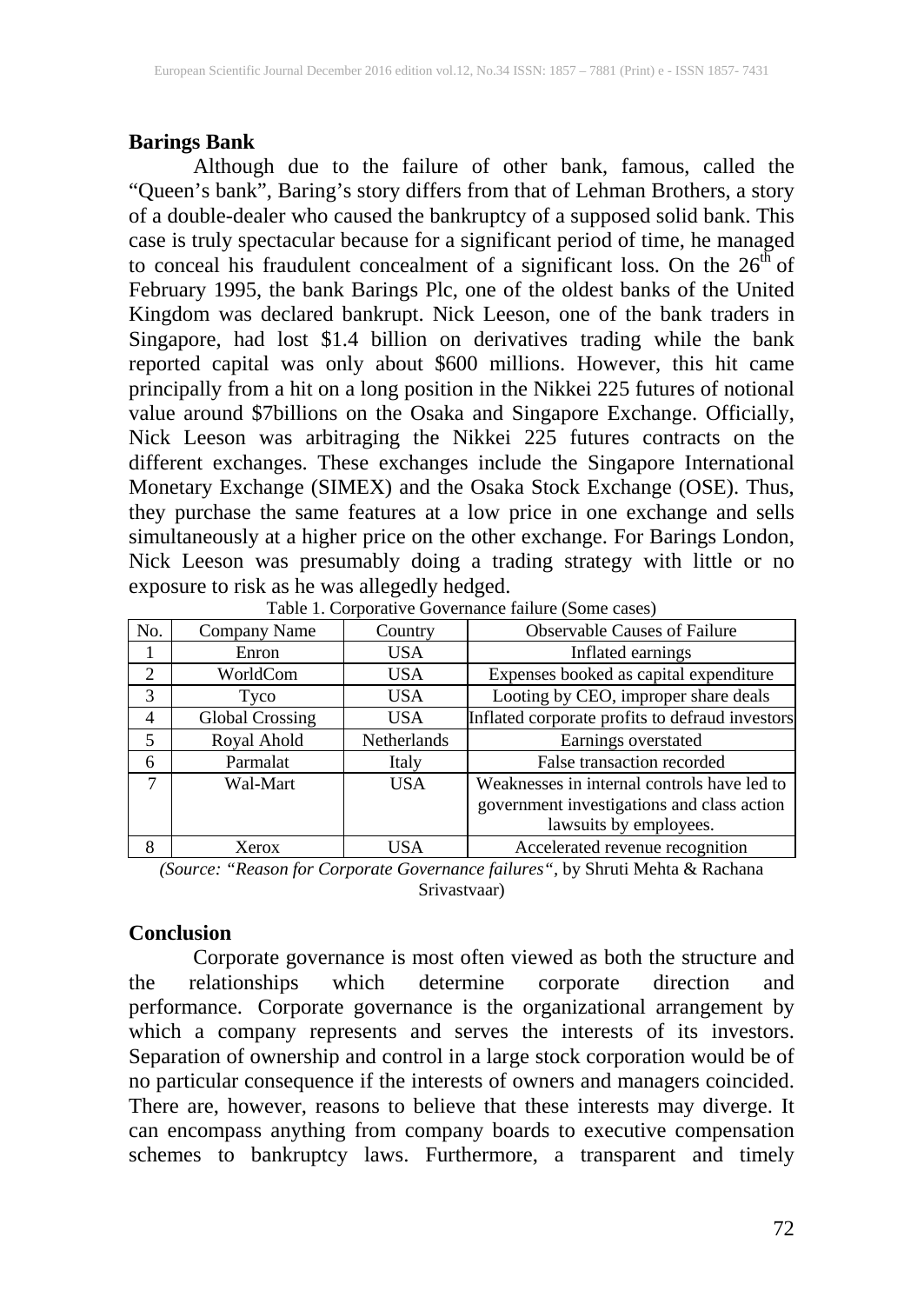## Barings Bank

Although due to the failure of other bank, famous, called the "Queen's bank", Baring's story differs from that of Lehman Brothers, a story of a double-dealer who caused the bankruptcy of a supposed solid bank. This case is truly spectacular because for a significant period of time, he managed to conceal his fraudulent concealment of a significant loss. On the $26^{th}$ of February 1995, the bank Barings Plc, one of the oldest banks of the United Kingdom was declared bankrupt. Nick Leeson, one of the bank traders in Singapore, had lost \$1.4 billion on derivatives trading while the bank reported capital was only about \$600 millions. However, this hit came principally from a hit on a long position in the Nikkei 225 futures of notional value around \$7billions on the Osaka and Singapore Exchange. Officially, Nick Leeson was arbitraging the Nikkei 225 futures contracts on the different exchanges. These exchanges include the Singapore International Monetary Exchange (SIMEX) and the Osaka Stock Exchange (OSE). Thus, they purchase the same features at a low price in one exchange and sells simultaneously at a higher price on the other exchange. For Barings London, Nick Leeson was presumably doing a trading strategy with little or no exposure to risk as he was allegedly hedged.

Table 1. Corporative Governance failure (Some cases)

| No. | Company Name | Country | Observable Causes of Failure |
|---|---|---|---|
| 1 | Enron | USA | Inflated earnings |
| 2 | WorldCom | USA | Expenses booked as capital expenditure |
| 3 | Tyco | USA | Looting by CEO, improper share deals |
| 4 | Global Crossing | USA | Inflated corporate profits to defraud investors |
| 5 | Royal Ahold | Netherlands | Earnings overstated |
| 6 | Parmalat | Italy | False transaction recorded |
| 7 | Wal-Mart | USA | Weaknesses in internal controls have led to government investigations and class action lawsuits by employees. |
| 8 | Xerox | USA | Accelerated revenue recognition |

*(Source: "Reason for Corporate Governance failures"*, by Shruti Mehta & Rachana Srivastvaar)

## Conclusion

Corporate governance is most often viewed as both the structure and the relationships which determine corporate direction and performance. Corporate governance is the organizational arrangement by which a company represents and serves the interests of its investors. Separation of ownership and control in a large stock corporation would be of no particular consequence if the interests of owners and managers coincided. There are, however, reasons to believe that these interests may diverge. It can encompass anything from company boards to executive compensation schemes to bankruptcy laws. Furthermore, a transparent and timely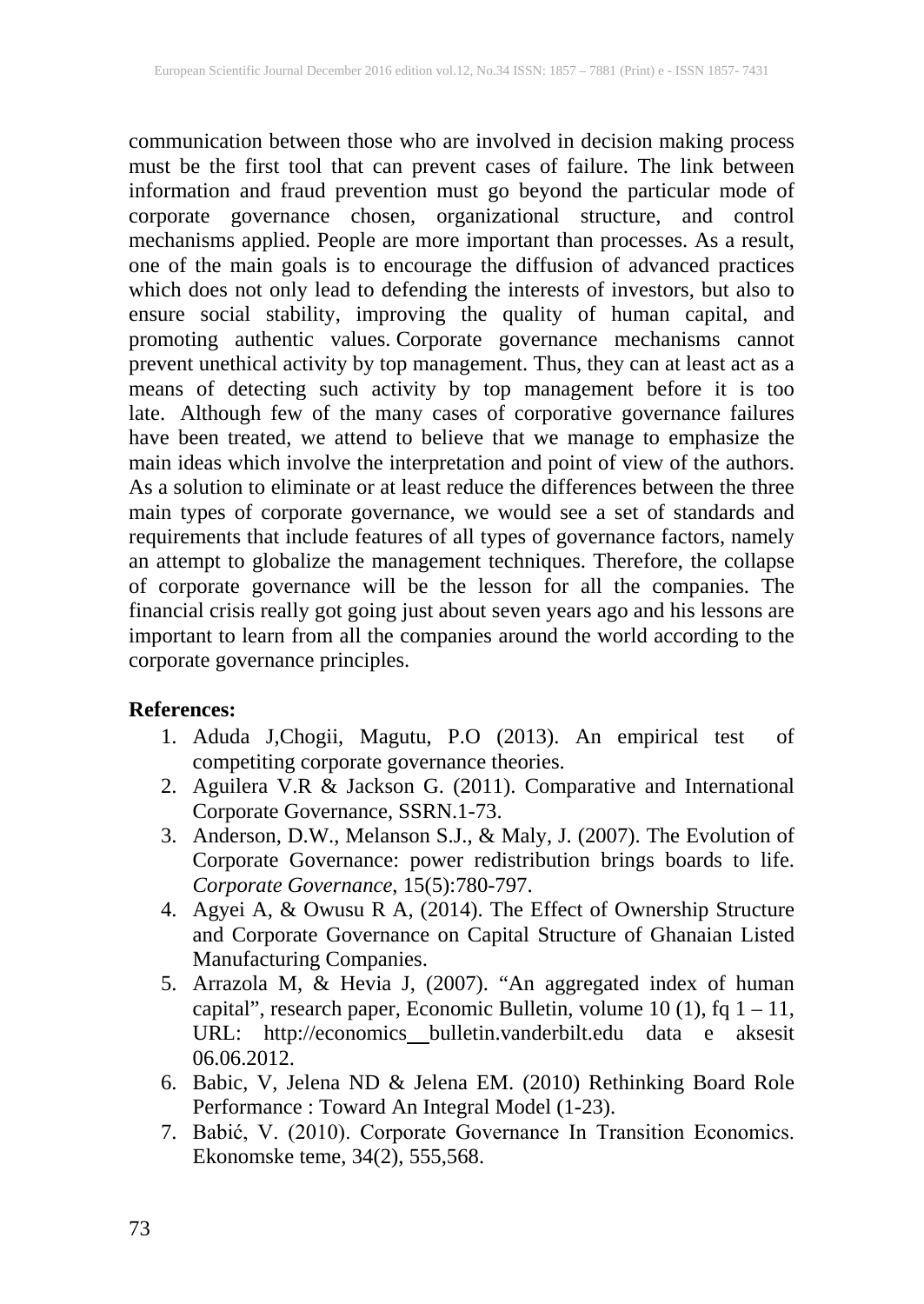communication between those who are involved in decision making process must be the first tool that can prevent cases of failure. The link between information and fraud prevention must go beyond the particular mode of corporate governance chosen, organizational structure, and control mechanisms applied. People are more important than processes. As a result, one of the main goals is to encourage the diffusion of advanced practices which does not only lead to defending the interests of investors, but also to ensure social stability, improving the quality of human capital, and promoting authentic values. Corporate governance mechanisms cannot prevent unethical activity by top management. Thus, they can at least act as a means of detecting such activity by top management before it is too late. Although few of the many cases of corporative governance failures have been treated, we attend to believe that we manage to emphasize the main ideas which involve the interpretation and point of view of the authors. As a solution to eliminate or at least reduce the differences between the three main types of corporate governance, we would see a set of standards and requirements that include features of all types of governance factors, namely an attempt to globalize the management techniques. Therefore, the collapse of corporate governance will be the lesson for all the companies. The financial crisis really got going just about seven years ago and his lessons are important to learn from all the companies around the world according to the corporate governance principles.

**References:**

1. Aduda J,Chogii, Magutu, P.O (2013). An empirical test of competiting corporate governance theories.
2. Aguilera V.R & Jackson G. (2011). Comparative and International Corporate Governance, SSRN.1-73.
3. Anderson, D.W., Melanson S.J., & Maly, J. (2007). The Evolution of Corporate Governance: power redistribution brings boards to life. *Corporate Governance*, 15(5):780-797.
4. Agyei A, & Owusu R A, (2014). The Effect of Ownership Structure and Corporate Governance on Capital Structure of Ghanaian Listed Manufacturing Companies.
5. Arrazola M, & Hevia J, (2007). "An aggregated index of human capital", research paper, Economic Bulletin, volume 10 (1), fq 1 – 11, URL: http://economics__bulletin.vanderbilt.edu data e aksesit 06.06.2012.
6. Babic, V, Jelena ND & Jelena EM. (2010) Rethinking Board Role Performance : Toward An Integral Model (1-23).
7. Babić, V. (2010). Corporate Governance In Transition Economics. Ekonomske teme, 34(2), 555,568.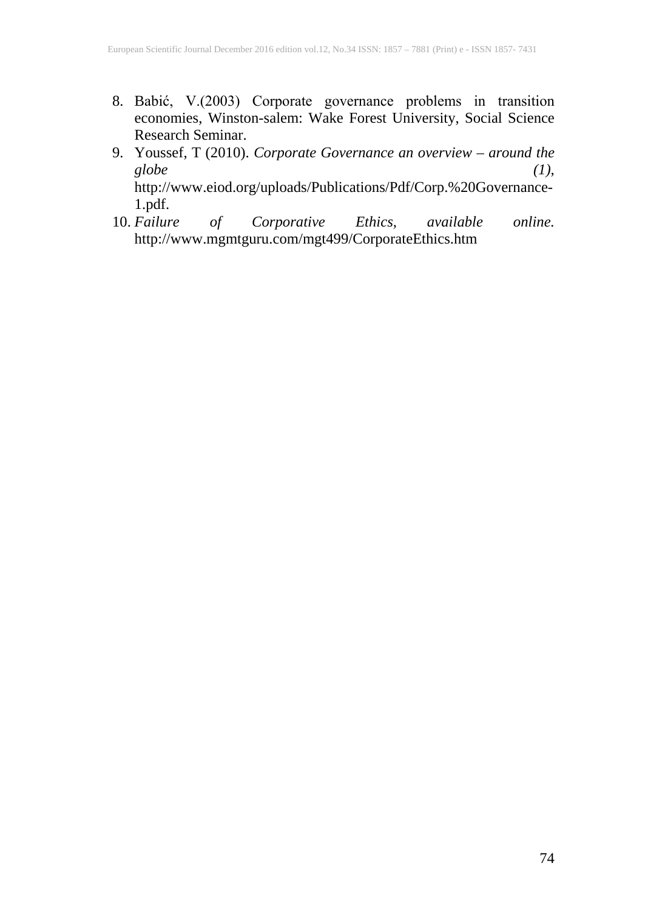8. Babić, V.(2003) Corporate governance problems in transition economies, Winston-salem: Wake Forest University, Social Science Research Seminar.
9. Youssef, T (2010). *Corporate Governance an overview – around the globe (1)*, http://www.eiod.org/uploads/Publications/Pdf/Corp.%20Governance-1.pdf.
10. *Failure of Corporative Ethics, available online.* http://www.mgmtguru.com/mgt499/CorporateEthics.htm